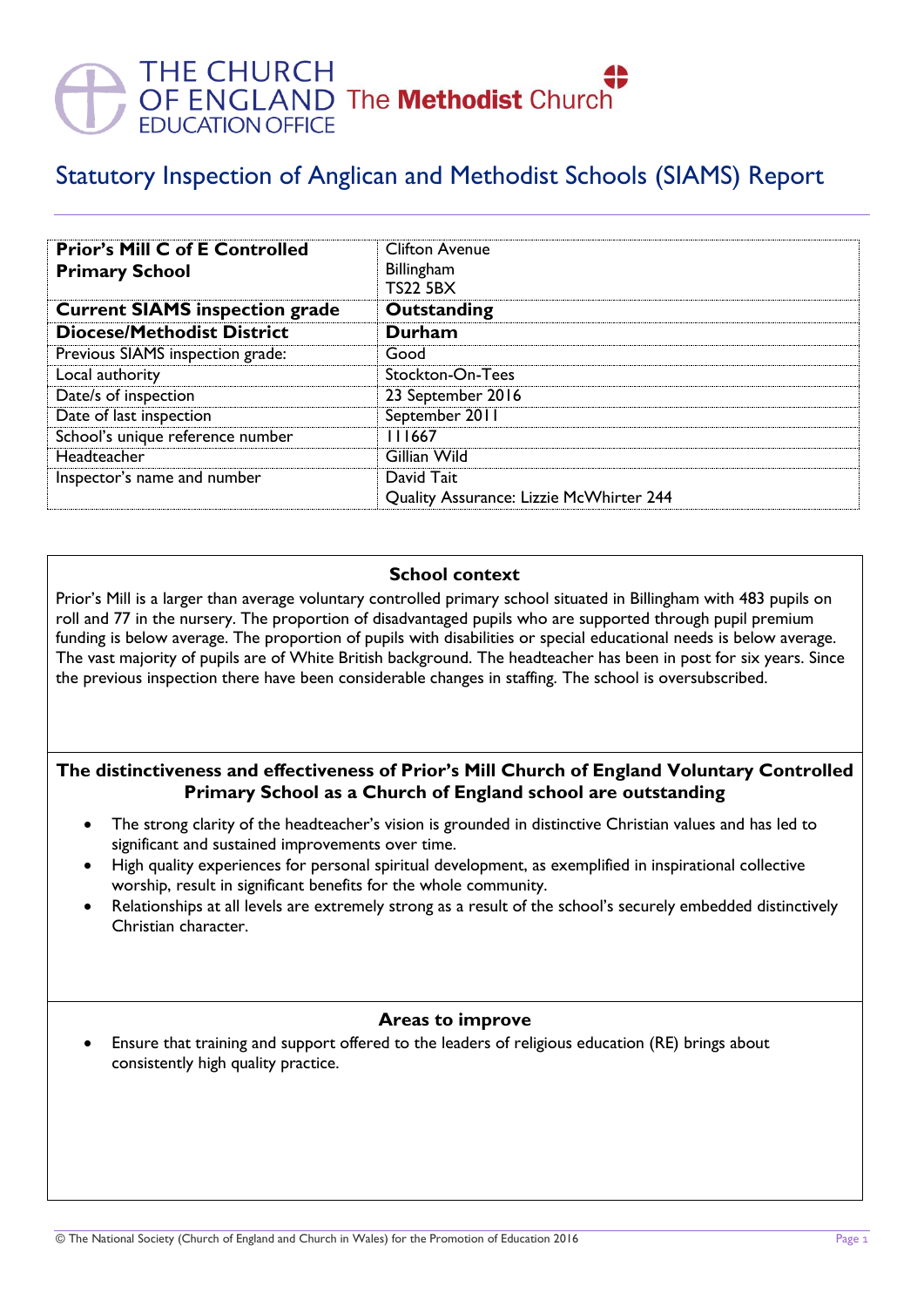THE CHURCH OF ENGLAND EDUCATION OFFICE The Methodist Church

# Statutory Inspection of Anglican and Methodist Schools (SIAMS) Report

| **Prior's Mill C of E Controlled Primary School** | Clifton Avenue<br>Billingham<br>TS22 5BX |
|---|---|
| **Current SIAMS inspection grade** | **Outstanding** |
| **Diocese/Methodist District** | **Durham** |
| Previous SIAMS inspection grade: | Good |
| Local authority | Stockton-On-Tees |
| Date/s of inspection | 23 September 2016 |
| Date of last inspection | September 2011 |
| School's unique reference number | 111667 |
| Headteacher | Gillian Wild |
| Inspector's name and number | David Tait<br>Quality Assurance: Lizzie McWhirter 244 |

## School context

Prior's Mill is a larger than average voluntary controlled primary school situated in Billingham with 483 pupils on roll and 77 in the nursery. The proportion of disadvantaged pupils who are supported through pupil premium funding is below average. The proportion of pupils with disabilities or special educational needs is below average. The vast majority of pupils are of White British background. The headteacher has been in post for six years. Since the previous inspection there have been considerable changes in staffing. The school is oversubscribed.

## The distinctiveness and effectiveness of Prior's Mill Church of England Voluntary Controlled Primary School as a Church of England school are outstanding

- The strong clarity of the headteacher's vision is grounded in distinctive Christian values and has led to significant and sustained improvements over time.
- High quality experiences for personal spiritual development, as exemplified in inspirational collective worship, result in significant benefits for the whole community.
- Relationships at all levels are extremely strong as a result of the school's securely embedded distinctively Christian character.

## Areas to improve

- Ensure that training and support offered to the leaders of religious education (RE) brings about consistently high quality practice.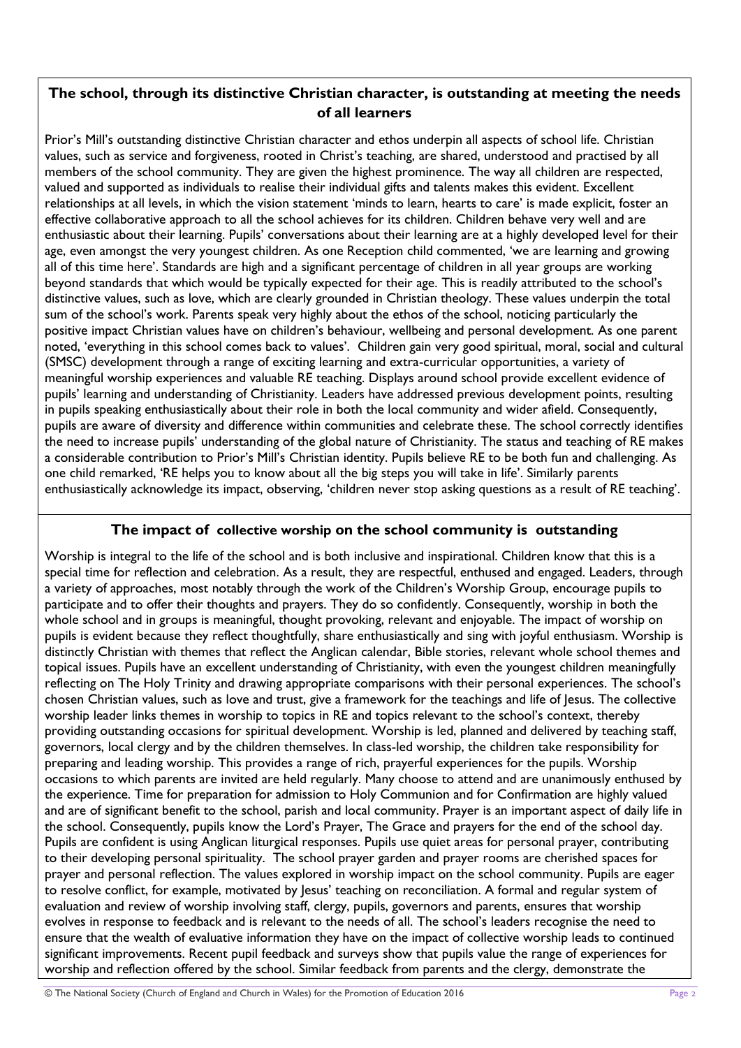## The school, through its distinctive Christian character, is outstanding at meeting the needs of all learners

Prior's Mill's outstanding distinctive Christian character and ethos underpin all aspects of school life. Christian values, such as service and forgiveness, rooted in Christ's teaching, are shared, understood and practised by all members of the school community. They are given the highest prominence. The way all children are respected, valued and supported as individuals to realise their individual gifts and talents makes this evident. Excellent relationships at all levels, in which the vision statement 'minds to learn, hearts to care' is made explicit, foster an effective collaborative approach to all the school achieves for its children. Children behave very well and are enthusiastic about their learning. Pupils' conversations about their learning are at a highly developed level for their age, even amongst the very youngest children. As one Reception child commented, 'we are learning and growing all of this time here'. Standards are high and a significant percentage of children in all year groups are working beyond standards that which would be typically expected for their age. This is readily attributed to the school's distinctive values, such as love, which are clearly grounded in Christian theology. These values underpin the total sum of the school's work. Parents speak very highly about the ethos of the school, noticing particularly the positive impact Christian values have on children's behaviour, wellbeing and personal development. As one parent noted, 'everything in this school comes back to values'. Children gain very good spiritual, moral, social and cultural (SMSC) development through a range of exciting learning and extra-curricular opportunities, a variety of meaningful worship experiences and valuable RE teaching. Displays around school provide excellent evidence of pupils' learning and understanding of Christianity. Leaders have addressed previous development points, resulting in pupils speaking enthusiastically about their role in both the local community and wider afield. Consequently, pupils are aware of diversity and difference within communities and celebrate these. The school correctly identifies the need to increase pupils' understanding of the global nature of Christianity. The status and teaching of RE makes a considerable contribution to Prior's Mill's Christian identity. Pupils believe RE to be both fun and challenging. As one child remarked, 'RE helps you to know about all the big steps you will take in life'. Similarly parents enthusiastically acknowledge its impact, observing, 'children never stop asking questions as a result of RE teaching'.

## The impact of collective worship on the school community is outstanding

Worship is integral to the life of the school and is both inclusive and inspirational. Children know that this is a special time for reflection and celebration. As a result, they are respectful, enthused and engaged. Leaders, through a variety of approaches, most notably through the work of the Children's Worship Group, encourage pupils to participate and to offer their thoughts and prayers. They do so confidently. Consequently, worship in both the whole school and in groups is meaningful, thought provoking, relevant and enjoyable. The impact of worship on pupils is evident because they reflect thoughtfully, share enthusiastically and sing with joyful enthusiasm. Worship is distinctly Christian with themes that reflect the Anglican calendar, Bible stories, relevant whole school themes and topical issues. Pupils have an excellent understanding of Christianity, with even the youngest children meaningfully reflecting on The Holy Trinity and drawing appropriate comparisons with their personal experiences. The school's chosen Christian values, such as love and trust, give a framework for the teachings and life of Jesus. The collective worship leader links themes in worship to topics in RE and topics relevant to the school's context, thereby providing outstanding occasions for spiritual development. Worship is led, planned and delivered by teaching staff, governors, local clergy and by the children themselves. In class-led worship, the children take responsibility for preparing and leading worship. This provides a range of rich, prayerful experiences for the pupils. Worship occasions to which parents are invited are held regularly. Many choose to attend and are unanimously enthused by the experience. Time for preparation for admission to Holy Communion and for Confirmation are highly valued and are of significant benefit to the school, parish and local community. Prayer is an important aspect of daily life in the school. Consequently, pupils know the Lord's Prayer, The Grace and prayers for the end of the school day. Pupils are confident is using Anglican liturgical responses. Pupils use quiet areas for personal prayer, contributing to their developing personal spirituality. The school prayer garden and prayer rooms are cherished spaces for prayer and personal reflection. The values explored in worship impact on the school community. Pupils are eager to resolve conflict, for example, motivated by Jesus' teaching on reconciliation. A formal and regular system of evaluation and review of worship involving staff, clergy, pupils, governors and parents, ensures that worship evolves in response to feedback and is relevant to the needs of all. The school's leaders recognise the need to ensure that the wealth of evaluative information they have on the impact of collective worship leads to continued significant improvements. Recent pupil feedback and surveys show that pupils value the range of experiences for worship and reflection offered by the school. Similar feedback from parents and the clergy, demonstrate the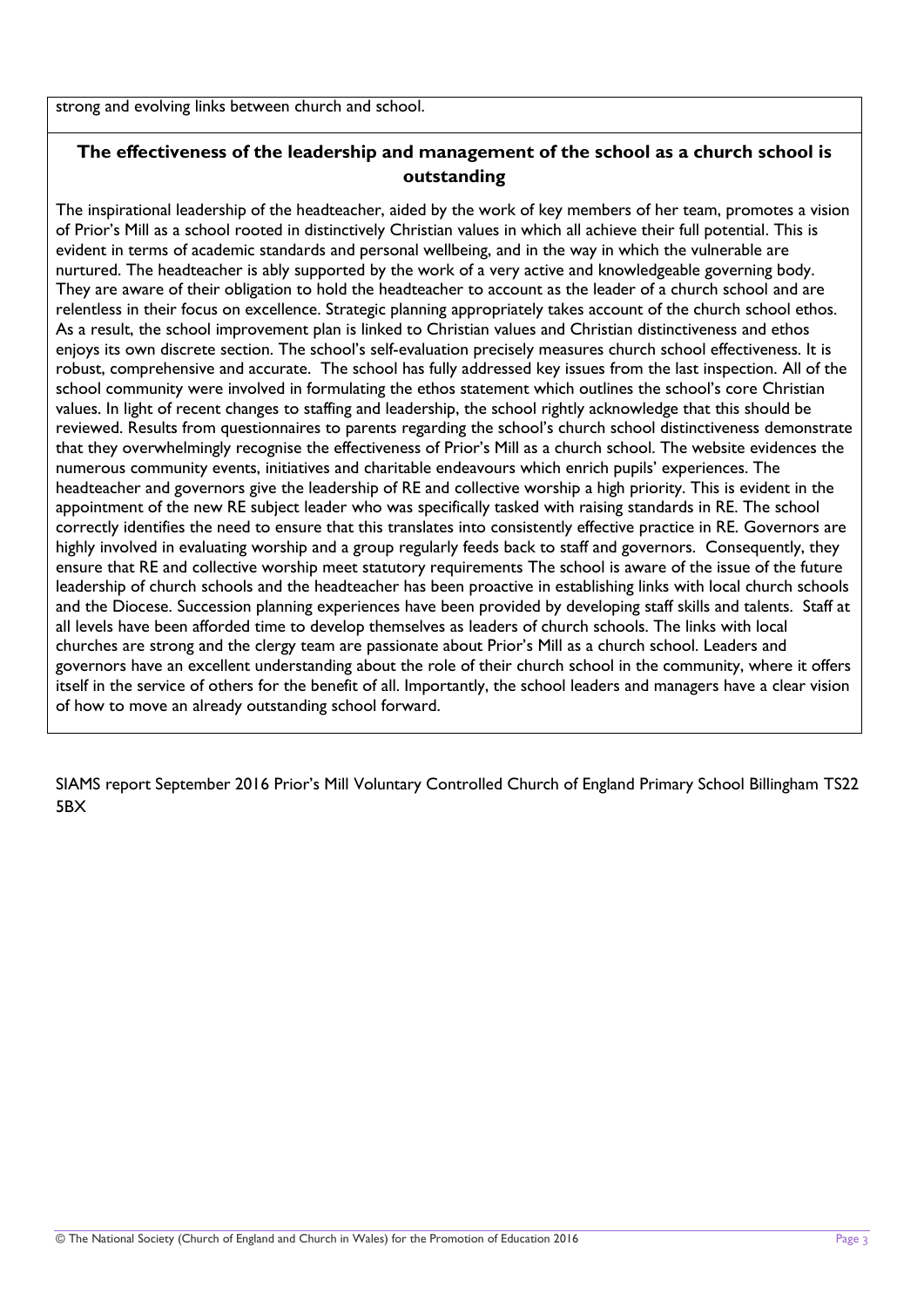strong and evolving links between church and school.

## The effectiveness of the leadership and management of the school as a church school is outstanding

The inspirational leadership of the headteacher, aided by the work of key members of her team, promotes a vision of Prior's Mill as a school rooted in distinctively Christian values in which all achieve their full potential. This is evident in terms of academic standards and personal wellbeing, and in the way in which the vulnerable are nurtured. The headteacher is ably supported by the work of a very active and knowledgeable governing body. They are aware of their obligation to hold the headteacher to account as the leader of a church school and are relentless in their focus on excellence. Strategic planning appropriately takes account of the church school ethos. As a result, the school improvement plan is linked to Christian values and Christian distinctiveness and ethos enjoys its own discrete section. The school's self-evaluation precisely measures church school effectiveness. It is robust, comprehensive and accurate. The school has fully addressed key issues from the last inspection. All of the school community were involved in formulating the ethos statement which outlines the school's core Christian values. In light of recent changes to staffing and leadership, the school rightly acknowledge that this should be reviewed. Results from questionnaires to parents regarding the school's church school distinctiveness demonstrate that they overwhelmingly recognise the effectiveness of Prior's Mill as a church school. The website evidences the numerous community events, initiatives and charitable endeavours which enrich pupils' experiences. The headteacher and governors give the leadership of RE and collective worship a high priority. This is evident in the appointment of the new RE subject leader who was specifically tasked with raising standards in RE. The school correctly identifies the need to ensure that this translates into consistently effective practice in RE. Governors are highly involved in evaluating worship and a group regularly feeds back to staff and governors. Consequently, they ensure that RE and collective worship meet statutory requirements The school is aware of the issue of the future leadership of church schools and the headteacher has been proactive in establishing links with local church schools and the Diocese. Succession planning experiences have been provided by developing staff skills and talents. Staff at all levels have been afforded time to develop themselves as leaders of church schools. The links with local churches are strong and the clergy team are passionate about Prior's Mill as a church school. Leaders and governors have an excellent understanding about the role of their church school in the community, where it offers itself in the service of others for the benefit of all. Importantly, the school leaders and managers have a clear vision of how to move an already outstanding school forward.

SIAMS report September 2016 Prior's Mill Voluntary Controlled Church of England Primary School Billingham TS22 5BX

© The National Society (Church of England and Church in Wales) for the Promotion of Education 2016